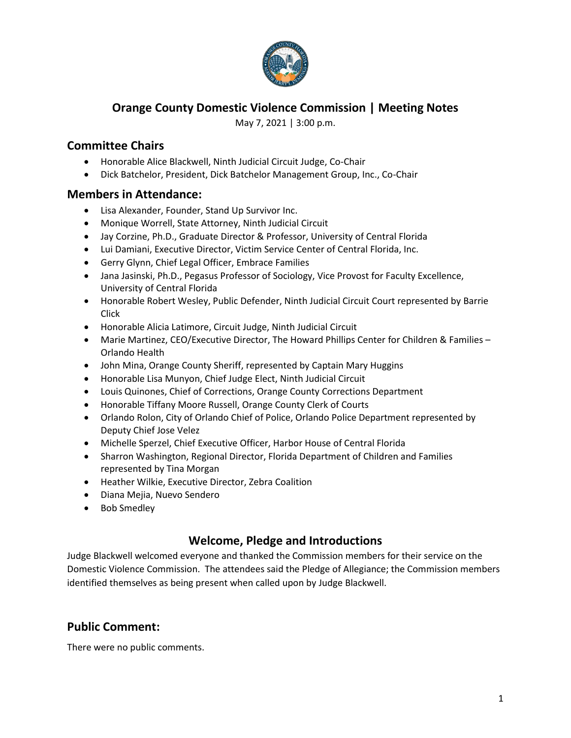# Orange County Domestic Violence Commission | Meeting Notes

May 7, 2021 | 3:00 p.m.

## Committee Chairs

- Honorable Alice Blackwell, Ninth Judicial Circuit Judge, Co-Chair
- Dick Batchelor, President, Dick Batchelor Management Group, Inc., Co-Chair

## Members in Attendance:

- Lisa Alexander, Founder, Stand Up Survivor Inc.
- Monique Worrell, State Attorney, Ninth Judicial Circuit
- Jay Corzine, Ph.D., Graduate Director & Professor, University of Central Florida
- Lui Damiani, Executive Director, Victim Service Center of Central Florida, Inc.
- Gerry Glynn, Chief Legal Officer, Embrace Families
- Jana Jasinski, Ph.D., Pegasus Professor of Sociology, Vice Provost for Faculty Excellence, University of Central Florida
- Honorable Robert Wesley, Public Defender, Ninth Judicial Circuit Court represented by Barrie Click
- Honorable Alicia Latimore, Circuit Judge, Ninth Judicial Circuit
- Marie Martinez, CEO/Executive Director, The Howard Phillips Center for Children & Families – Orlando Health
- John Mina, Orange County Sheriff, represented by Captain Mary Huggins
- Honorable Lisa Munyon, Chief Judge Elect, Ninth Judicial Circuit
- Louis Quinones, Chief of Corrections, Orange County Corrections Department
- Honorable Tiffany Moore Russell, Orange County Clerk of Courts
- Orlando Rolon, City of Orlando Chief of Police, Orlando Police Department represented by Deputy Chief Jose Velez
- Michelle Sperzel, Chief Executive Officer, Harbor House of Central Florida
- Sharron Washington, Regional Director, Florida Department of Children and Families represented by Tina Morgan
- Heather Wilkie, Executive Director, Zebra Coalition
- Diana Mejia, Nuevo Sendero
- Bob Smedley

## Welcome, Pledge and Introductions

Judge Blackwell welcomed everyone and thanked the Commission members for their service on the Domestic Violence Commission. The attendees said the Pledge of Allegiance; the Commission members identified themselves as being present when called upon by Judge Blackwell.

## Public Comment:

There were no public comments.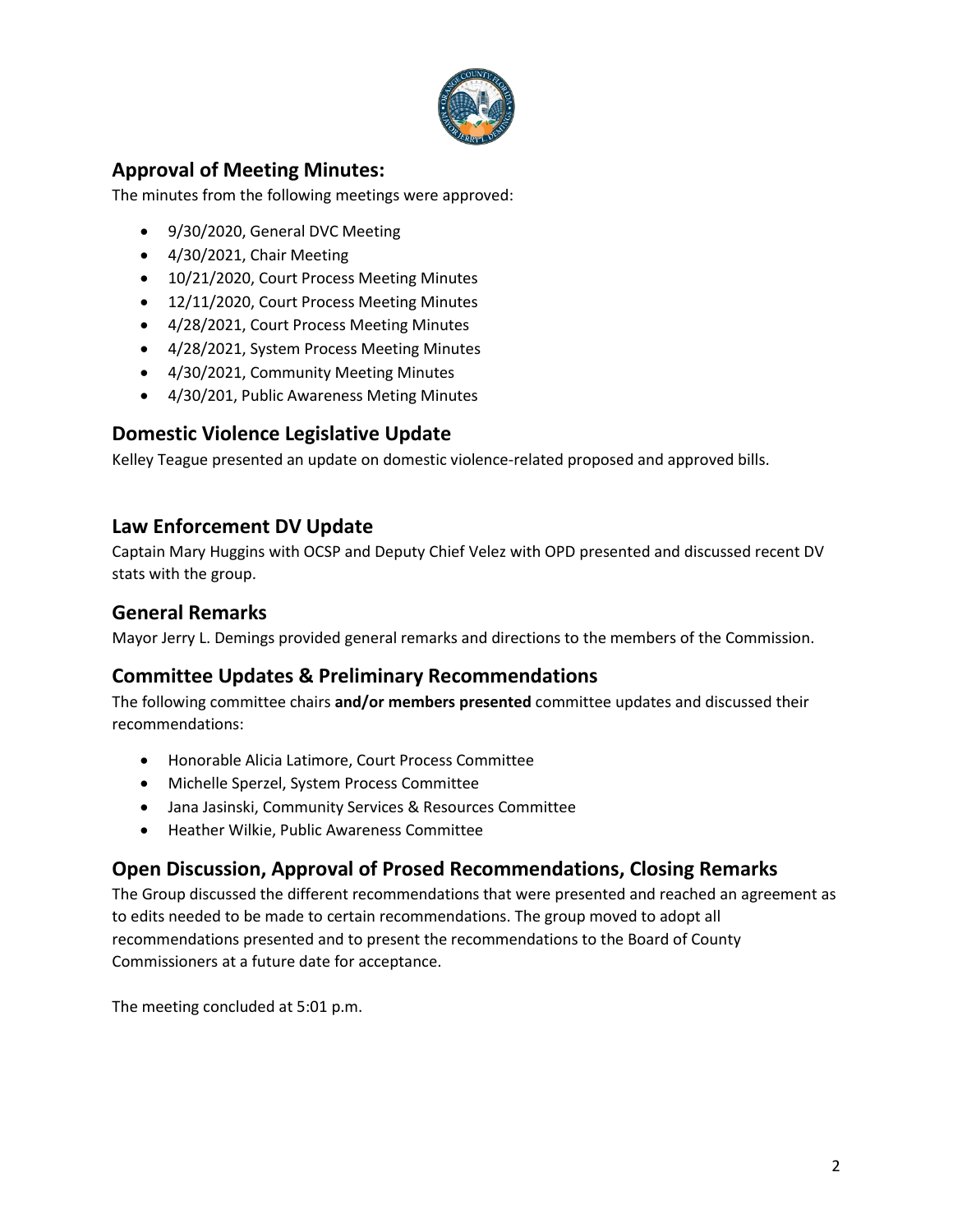## Approval of Meeting Minutes:

The minutes from the following meetings were approved:

- 9/30/2020, General DVC Meeting
- 4/30/2021, Chair Meeting
- 10/21/2020, Court Process Meeting Minutes
- 12/11/2020, Court Process Meeting Minutes
- 4/28/2021, Court Process Meeting Minutes
- 4/28/2021, System Process Meeting Minutes
- 4/30/2021, Community Meeting Minutes
- 4/30/201, Public Awareness Meting Minutes

## Domestic Violence Legislative Update

Kelley Teague presented an update on domestic violence-related proposed and approved bills.

## Law Enforcement DV Update

Captain Mary Huggins with OCSP and Deputy Chief Velez with OPD presented and discussed recent DV stats with the group.

## General Remarks

Mayor Jerry L. Demings provided general remarks and directions to the members of the Commission.

## Committee Updates & Preliminary Recommendations

The following committee chairs **and/or members presented** committee updates and discussed their recommendations:

- Honorable Alicia Latimore, Court Process Committee
- Michelle Sperzel, System Process Committee
- Jana Jasinski, Community Services & Resources Committee
- Heather Wilkie, Public Awareness Committee

## Open Discussion, Approval of Prosed Recommendations, Closing Remarks

The Group discussed the different recommendations that were presented and reached an agreement as to edits needed to be made to certain recommendations. The group moved to adopt all recommendations presented and to present the recommendations to the Board of County Commissioners at a future date for acceptance.

The meeting concluded at 5:01 p.m.